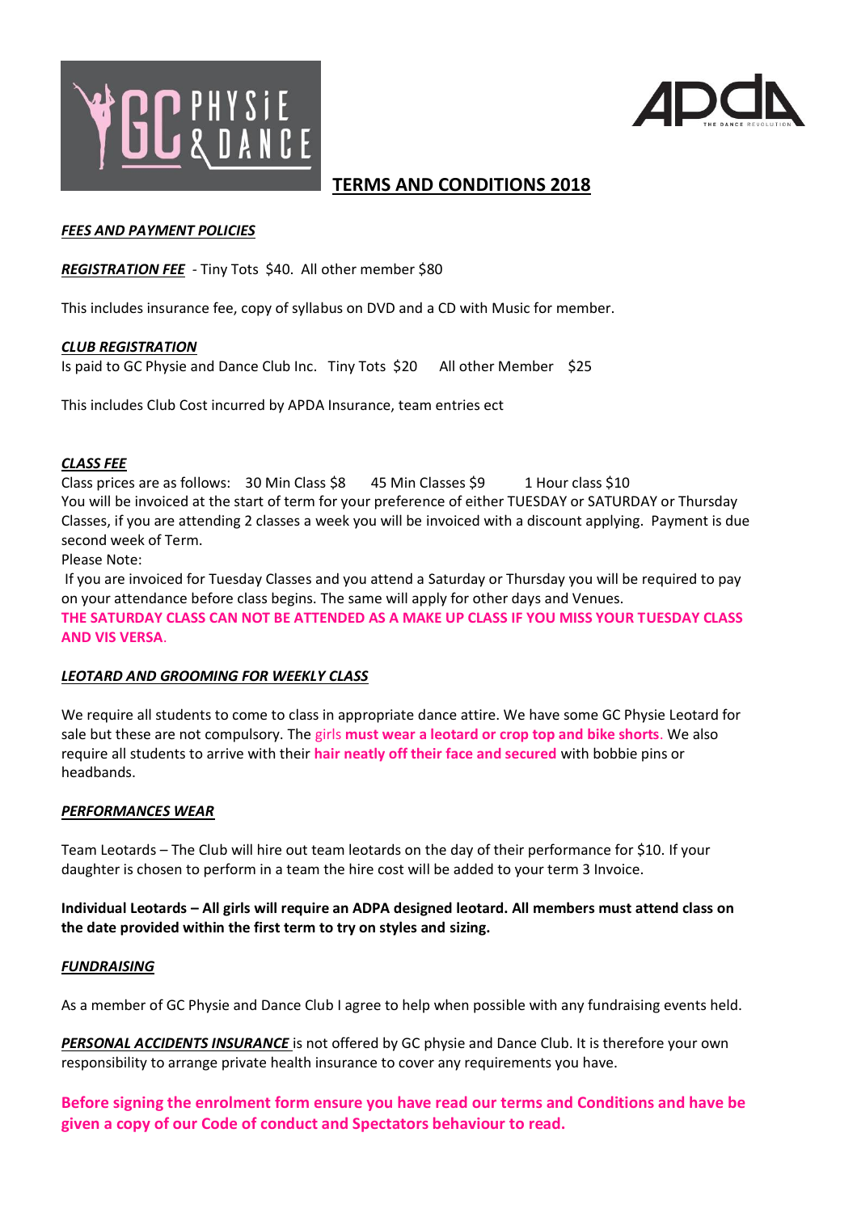# TERMS AND CONDITIONS 2018

***FEES AND PAYMENT POLICIES***

***REGISTRATION FEE*** - Tiny Tots $40. All other member $80

This includes insurance fee, copy of syllabus on DVD and a CD with Music for member.

***CLUB REGISTRATION***

Is paid to GC Physie and Dance Club Inc. Tiny Tots $20 All other Member $25

This includes Club Cost incurred by APDA Insurance, team entries ect

***CLASS FEE***

Class prices are as follows: 30 Min Class $8 45 Min Classes $9 1 Hour class $10

You will be invoiced at the start of term for your preference of either TUESDAY or SATURDAY or Thursday Classes, if you are attending 2 classes a week you will be invoiced with a discount applying. Payment is due second week of Term.

Please Note:

If you are invoiced for Tuesday Classes and you attend a Saturday or Thursday you will be required to pay on your attendance before class begins. The same will apply for other days and Venues.

**THE SATURDAY CLASS CAN NOT BE ATTENDED AS A MAKE UP CLASS IF YOU MISS YOUR TUESDAY CLASS AND VIS VERSA.**

***LEOTARD AND GROOMING FOR WEEKLY CLASS***

We require all students to come to class in appropriate dance attire. We have some GC Physie Leotard for sale but these are not compulsory. The girls **must wear a leotard or crop top and bike shorts**. We also require all students to arrive with their **hair neatly off their face and secured** with bobbie pins or headbands.

***PERFORMANCES WEAR***

Team Leotards – The Club will hire out team leotards on the day of their performance for $10. If your daughter is chosen to perform in a team the hire cost will be added to your term 3 Invoice.

**Individual Leotards – All girls will require an ADPA designed leotard. All members must attend class on the date provided within the first term to try on styles and sizing.**

***FUNDRAISING***

As a member of GC Physie and Dance Club I agree to help when possible with any fundraising events held.

***PERSONAL ACCIDENTS INSURANCE*** is not offered by GC physie and Dance Club. It is therefore your own responsibility to arrange private health insurance to cover any requirements you have.

**Before signing the enrolment form ensure you have read our terms and Conditions and have be given a copy of our Code of conduct and Spectators behaviour to read.**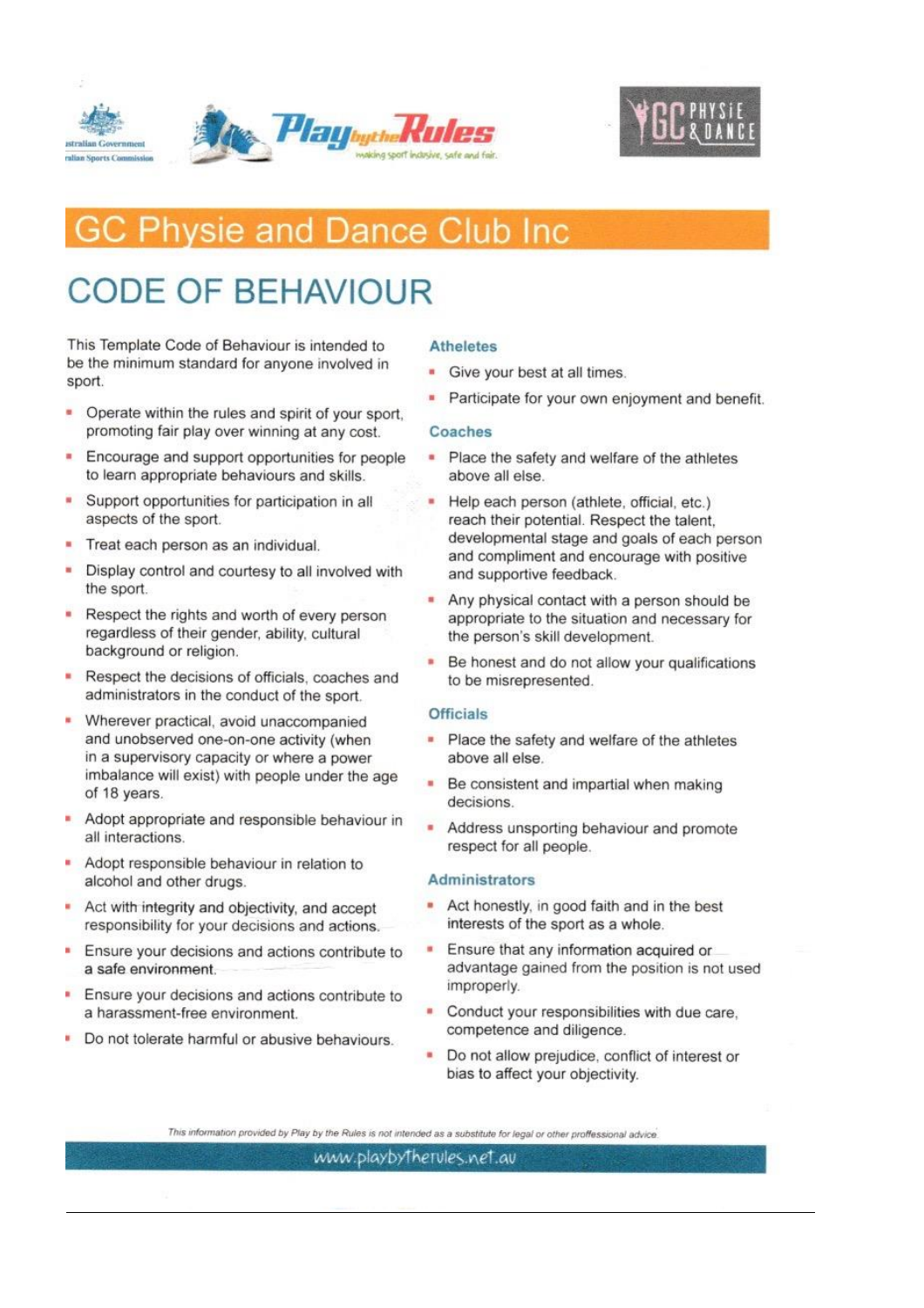Australian Government
Australian Sports Commission

Play by the Rules
making sport inclusive, safe and fair.

GC PHYSIE & DANCE

# GC Physie and Dance Club Inc

## CODE OF BEHAVIOUR

This Template Code of Behaviour is intended to be the minimum standard for anyone involved in sport.

- Operate within the rules and spirit of your sport, promoting fair play over winning at any cost.
- Encourage and support opportunities for people to learn appropriate behaviours and skills.
- Support opportunities for participation in all aspects of the sport.
- Treat each person as an individual.
- Display control and courtesy to all involved with the sport.
- Respect the rights and worth of every person regardless of their gender, ability, cultural background or religion.
- Respect the decisions of officials, coaches and administrators in the conduct of the sport.
- Wherever practical, avoid unaccompanied and unobserved one-on-one activity (when in a supervisory capacity or where a power imbalance will exist) with people under the age of 18 years.
- Adopt appropriate and responsible behaviour in all interactions.
- Adopt responsible behaviour in relation to alcohol and other drugs.
- Act with integrity and objectivity, and accept responsibility for your decisions and actions.
- Ensure your decisions and actions contribute to a safe environment.
- Ensure your decisions and actions contribute to a harassment-free environment.
- Do not tolerate harmful or abusive behaviours.

### Atheletes

- Give your best at all times.
- Participate for your own enjoyment and benefit.

### Coaches

- Place the safety and welfare of the athletes above all else.
- Help each person (athlete, official, etc.) reach their potential. Respect the talent, developmental stage and goals of each person and compliment and encourage with positive and supportive feedback.
- Any physical contact with a person should be appropriate to the situation and necessary for the person's skill development.
- Be honest and do not allow your qualifications to be misrepresented.

### Officials

- Place the safety and welfare of the athletes above all else.
- Be consistent and impartial when making decisions.
- Address unsporting behaviour and promote respect for all people.

### Administrators

- Act honestly, in good faith and in the best interests of the sport as a whole.
- Ensure that any information acquired or advantage gained from the position is not used improperly.
- Conduct your responsibilities with due care, competence and diligence.
- Do not allow prejudice, conflict of interest or bias to affect your objectivity.

*This information provided by Play by the Rules is not intended as a substitute for legal or other professional advice.*

www.playbytherules.net.au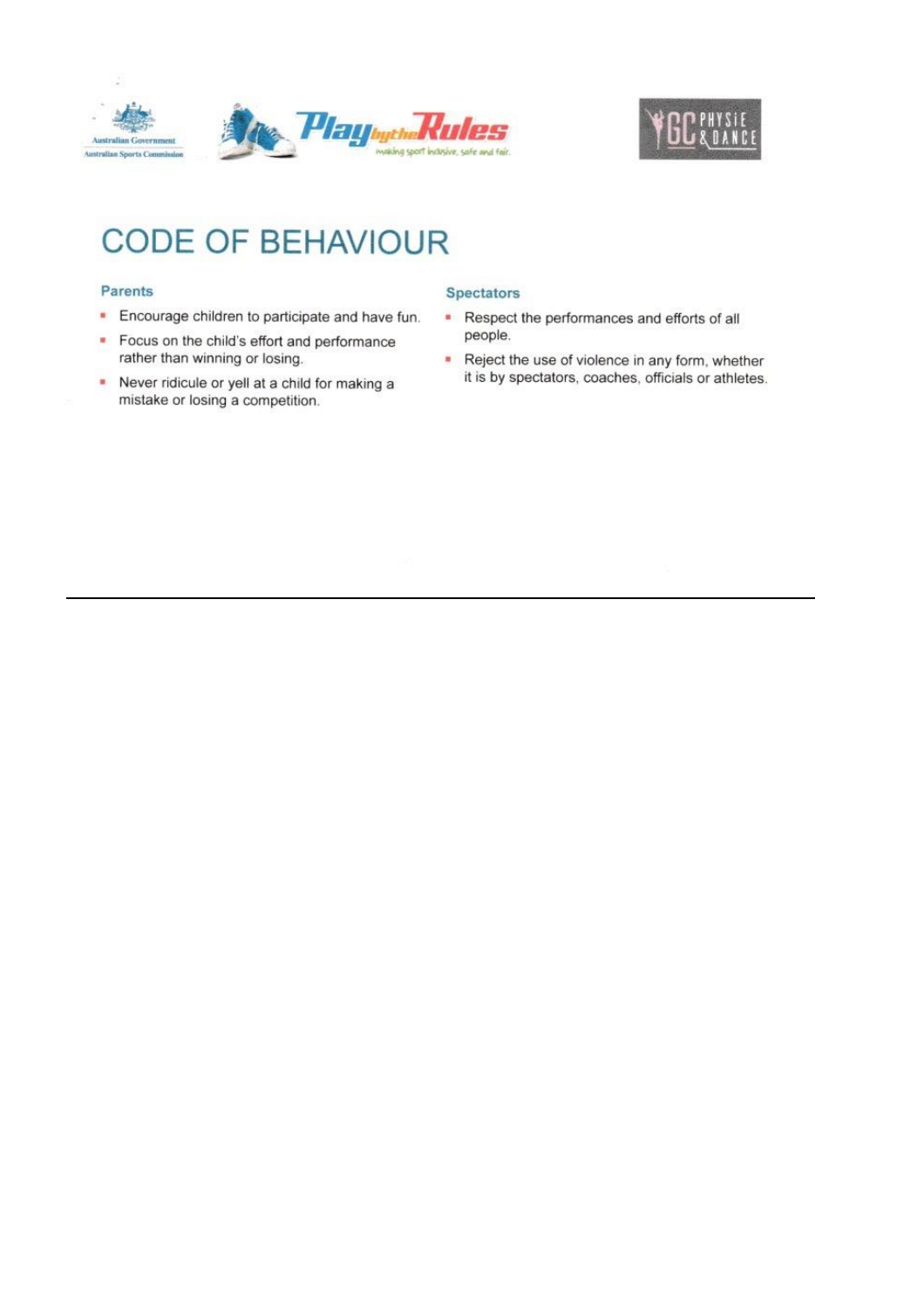Australian Government
Australian Sports Commission

Play by the Rules
making sport inclusive, safe and fair.

GC PHYSIE & DANCE

# CODE OF BEHAVIOUR

### Parents

- Encourage children to participate and have fun.
- Focus on the child's effort and performance rather than winning or losing.
- Never ridicule or yell at a child for making a mistake or losing a competition.

### Spectators

- Respect the performances and efforts of all people.
- Reject the use of violence in any form, whether it is by spectators, coaches, officials or athletes.

---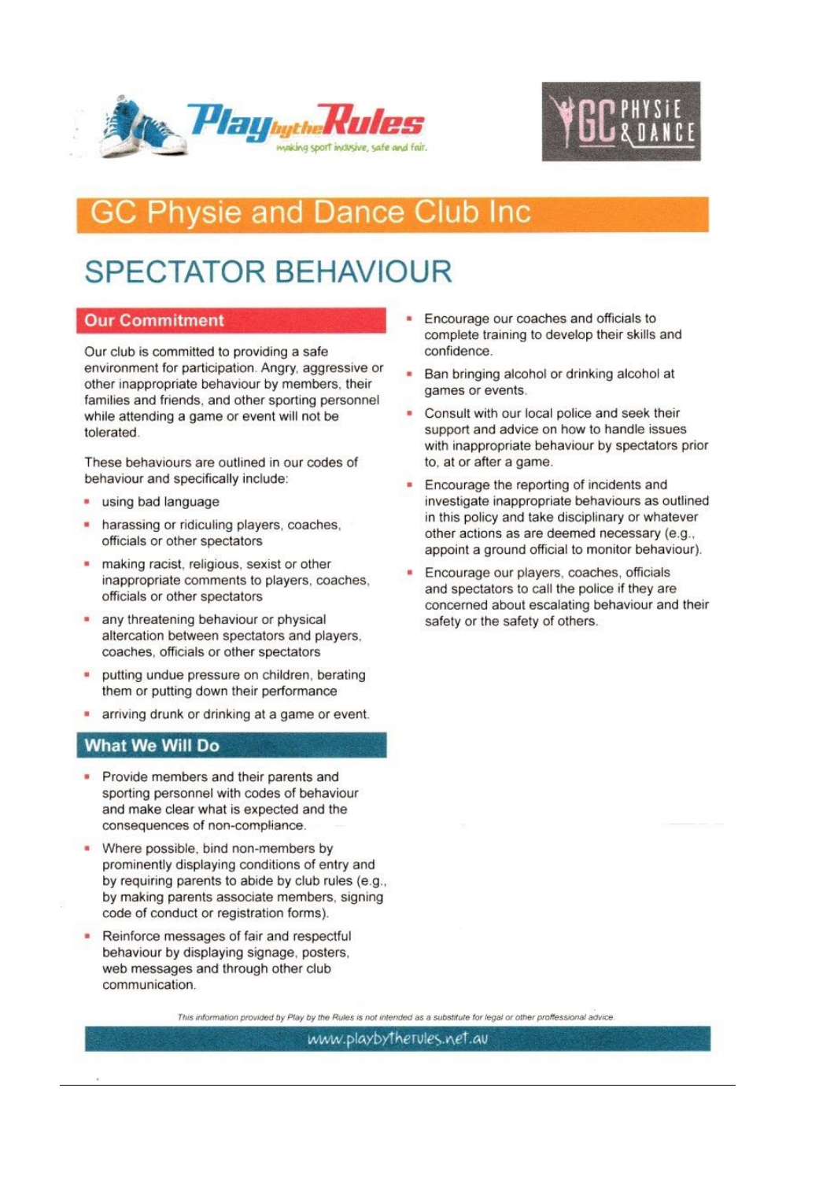# GC Physie and Dance Club Inc

## SPECTATOR BEHAVIOUR

### Our Commitment

Our club is committed to providing a safe environment for participation. Angry, aggressive or other inappropriate behaviour by members, their families and friends, and other sporting personnel while attending a game or event will not be tolerated.

These behaviours are outlined in our codes of behaviour and specifically include:

- using bad language
- harassing or ridiculing players, coaches, officials or other spectators
- making racist, religious, sexist or other inappropriate comments to players, coaches, officials or other spectators
- any threatening behaviour or physical altercation between spectators and players, coaches, officials or other spectators
- putting undue pressure on children, berating them or putting down their performance
- arriving drunk or drinking at a game or event.

### What We Will Do

- Provide members and their parents and sporting personnel with codes of behaviour and make clear what is expected and the consequences of non-compliance.
- Where possible, bind non-members by prominently displaying conditions of entry and by requiring parents to abide by club rules (e.g., by making parents associate members, signing code of conduct or registration forms).
- Reinforce messages of fair and respectful behaviour by displaying signage, posters, web messages and through other club communication.
- Encourage our coaches and officials to complete training to develop their skills and confidence.
- Ban bringing alcohol or drinking alcohol at games or events.
- Consult with our local police and seek their support and advice on how to handle issues with inappropriate behaviour by spectators prior to, at or after a game.
- Encourage the reporting of incidents and investigate inappropriate behaviours as outlined in this policy and take disciplinary or whatever other actions as are deemed necessary (e.g., appoint a ground official to monitor behaviour).
- Encourage our players, coaches, officials and spectators to call the police if they are concerned about escalating behaviour and their safety or the safety of others.

*This information provided by Play by the Rules is not intended as a substitute for legal or other proffessional advice.*

www.playbytherules.net.au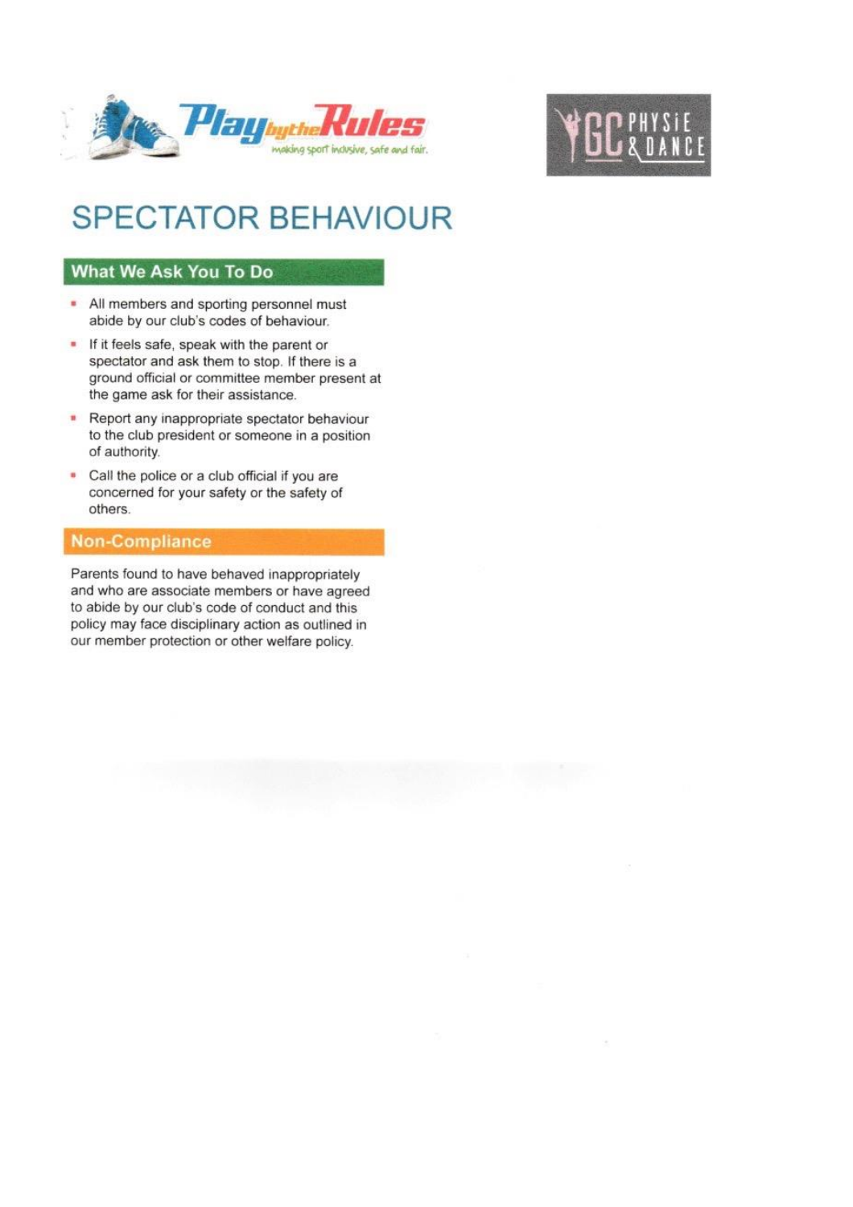Play by the Rules
making sport inclusive, safe and fair.

GC PHYSIE & DANCE

# SPECTATOR BEHAVIOUR

## What We Ask You To Do

- All members and sporting personnel must abide by our club's codes of behaviour.
- If it feels safe, speak with the parent or spectator and ask them to stop. If there is a ground official or committee member present at the game ask for their assistance.
- Report any inappropriate spectator behaviour to the club president or someone in a position of authority.
- Call the police or a club official if you are concerned for your safety or the safety of others.

## Non-Compliance

Parents found to have behaved inappropriately and who are associate members or have agreed to abide by our club's code of conduct and this policy may face disciplinary action as outlined in our member protection or other welfare policy.